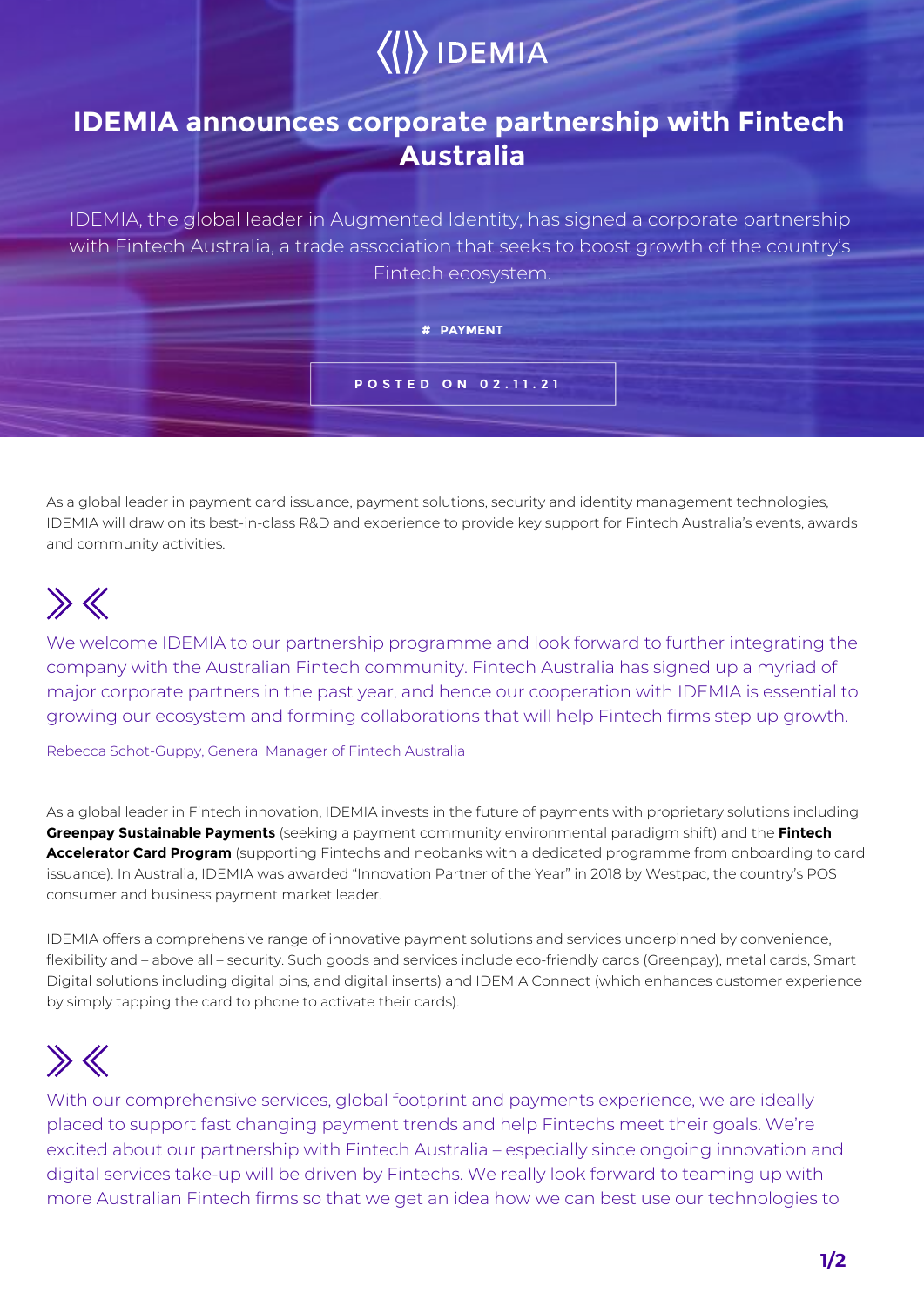IDEMIA

# IDEMIA announces corporate partnership with Fintech Australia

IDEMIA, the global leader in Augmented Identity, has signed a corporate partnership with Fintech Australia, a trade association that seeks to boost growth of the country's Fintech ecosystem.

# PAYMENT

POSTED ON 02.11.21

As a global leader in payment card issuance, payment solutions, security and identity management technologies, IDEMIA will draw on its best-in-class R&D and experience to provide key support for Fintech Australia's events, awards and community activities.

> We welcome IDEMIA to our partnership programme and look forward to further integrating the company with the Australian Fintech community. Fintech Australia has signed up a myriad of major corporate partners in the past year, and hence our cooperation with IDEMIA is essential to growing our ecosystem and forming collaborations that will help Fintech firms step up growth.
>
> Rebecca Schot-Guppy, General Manager of Fintech Australia

As a global leader in Fintech innovation, IDEMIA invests in the future of payments with proprietary solutions including **Greenpay Sustainable Payments** (seeking a payment community environmental paradigm shift) and the **Fintech Accelerator Card Program** (supporting Fintechs and neobanks with a dedicated programme from onboarding to card issuance). In Australia, IDEMIA was awarded "Innovation Partner of the Year" in 2018 by Westpac, the country's POS consumer and business payment market leader.

IDEMIA offers a comprehensive range of innovative payment solutions and services underpinned by convenience, flexibility and – above all – security. Such goods and services include eco-friendly cards (Greenpay), metal cards, Smart Digital solutions including digital pins, and digital inserts) and IDEMIA Connect (which enhances customer experience by simply tapping the card to phone to activate their cards).

> With our comprehensive services, global footprint and payments experience, we are ideally placed to support fast changing payment trends and help Fintechs meet their goals. We're excited about our partnership with Fintech Australia – especially since ongoing innovation and digital services take-up will be driven by Fintechs. We really look forward to teaming up with more Australian Fintech firms so that we get an idea how we can best use our technologies to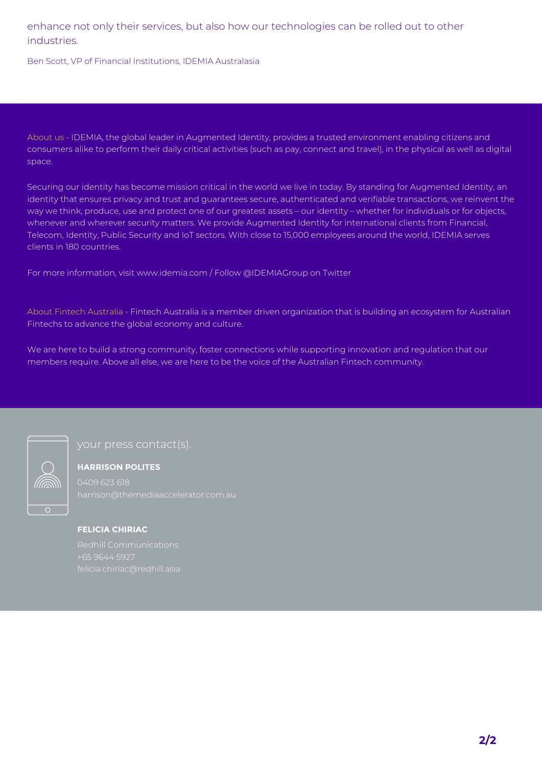enhance not only their services, but also how our technologies can be rolled out to other industries.

Ben Scott, VP of Financial Institutions, IDEMIA Australasia

About us - IDEMIA, the global leader in Augmented Identity, provides a trusted environment enabling citizens and consumers alike to perform their daily critical activities (such as pay, connect and travel), in the physical as well as digital space.

Securing our identity has become mission critical in the world we live in today. By standing for Augmented Identity, an identity that ensures privacy and trust and guarantees secure, authenticated and verifiable transactions, we reinvent the way we think, produce, use and protect one of our greatest assets – our identity – whether for individuals or for objects, whenever and wherever security matters. We provide Augmented Identity for international clients from Financial, Telecom, Identity, Public Security and IoT sectors. With close to 15,000 employees around the world, IDEMIA serves clients in 180 countries.

For more information, visit www.idemia.com / Follow @IDEMIAGroup on Twitter

About Fintech Australia - Fintech Australia is a member driven organization that is building an ecosystem for Australian Fintechs to advance the global economy and culture.

We are here to build a strong community, foster connections while supporting innovation and regulation that our members require. Above all else, we are here to be the voice of the Australian Fintech community.

your press contact(s).

**HARRISON POLITES**
0409 623 618
harrison@themediaaccelerator.com.au

**FELICIA CHIRIAC**
Redhill Communications
+65 9644 5927
felicia.chiriac@redhill.asia